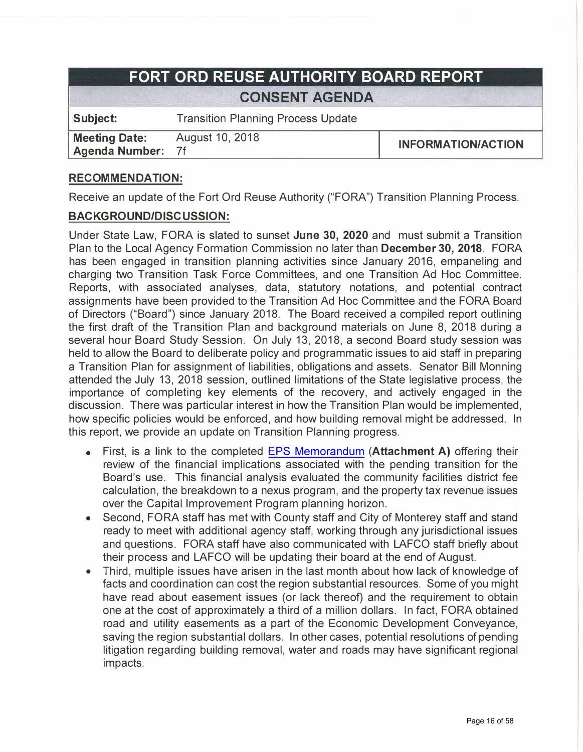# FORT ORD REUSE AUTHORITY BOARD REPORT

## CONSENT AGENDA

| | | |
|---|---|---|
| **Subject:** | Transition Planning Process Update | |
| **Meeting Date:** | August 10, 2018 | **INFORMATION/ACTION** |
| **Agenda Number:** | 7f | |

### RECOMMENDATION:

Receive an update of the Fort Ord Reuse Authority ("FORA") Transition Planning Process.

### BACKGROUND/DISCUSSION:

Under State Law, FORA is slated to sunset **June 30, 2020** and must submit a Transition Plan to the Local Agency Formation Commission no later than **December 30, 2018**. FORA has been engaged in transition planning activities since January 2016, empaneling and charging two Transition Task Force Committees, and one Transition Ad Hoc Committee. Reports, with associated analyses, data, statutory notations, and potential contract assignments have been provided to the Transition Ad Hoc Committee and the FORA Board of Directors ("Board") since January 2018. The Board received a compiled report outlining the first draft of the Transition Plan and background materials on June 8, 2018 during a several hour Board Study Session. On July 13, 2018, a second Board study session was held to allow the Board to deliberate policy and programmatic issues to aid staff in preparing a Transition Plan for assignment of liabilities, obligations and assets. Senator Bill Monning attended the July 13, 2018 session, outlined limitations of the State legislative process, the importance of completing key elements of the recovery, and actively engaged in the discussion. There was particular interest in how the Transition Plan would be implemented, how specific policies would be enforced, and how building removal might be addressed. In this report, we provide an update on Transition Planning progress.

- First, is a link to the completed EPS Memorandum (**Attachment A)** offering their review of the financial implications associated with the pending transition for the Board's use. This financial analysis evaluated the community facilities district fee calculation, the breakdown to a nexus program, and the property tax revenue issues over the Capital Improvement Program planning horizon.
- Second, FORA staff has met with County staff and City of Monterey staff and stand ready to meet with additional agency staff, working through any jurisdictional issues and questions. FORA staff have also communicated with LAFCO staff briefly about their process and LAFCO will be updating their board at the end of August.
- Third, multiple issues have arisen in the last month about how lack of knowledge of facts and coordination can cost the region substantial resources. Some of you might have read about easement issues (or lack thereof) and the requirement to obtain one at the cost of approximately a third of a million dollars. In fact, FORA obtained road and utility easements as a part of the Economic Development Conveyance, saving the region substantial dollars. In other cases, potential resolutions of pending litigation regarding building removal, water and roads may have significant regional impacts.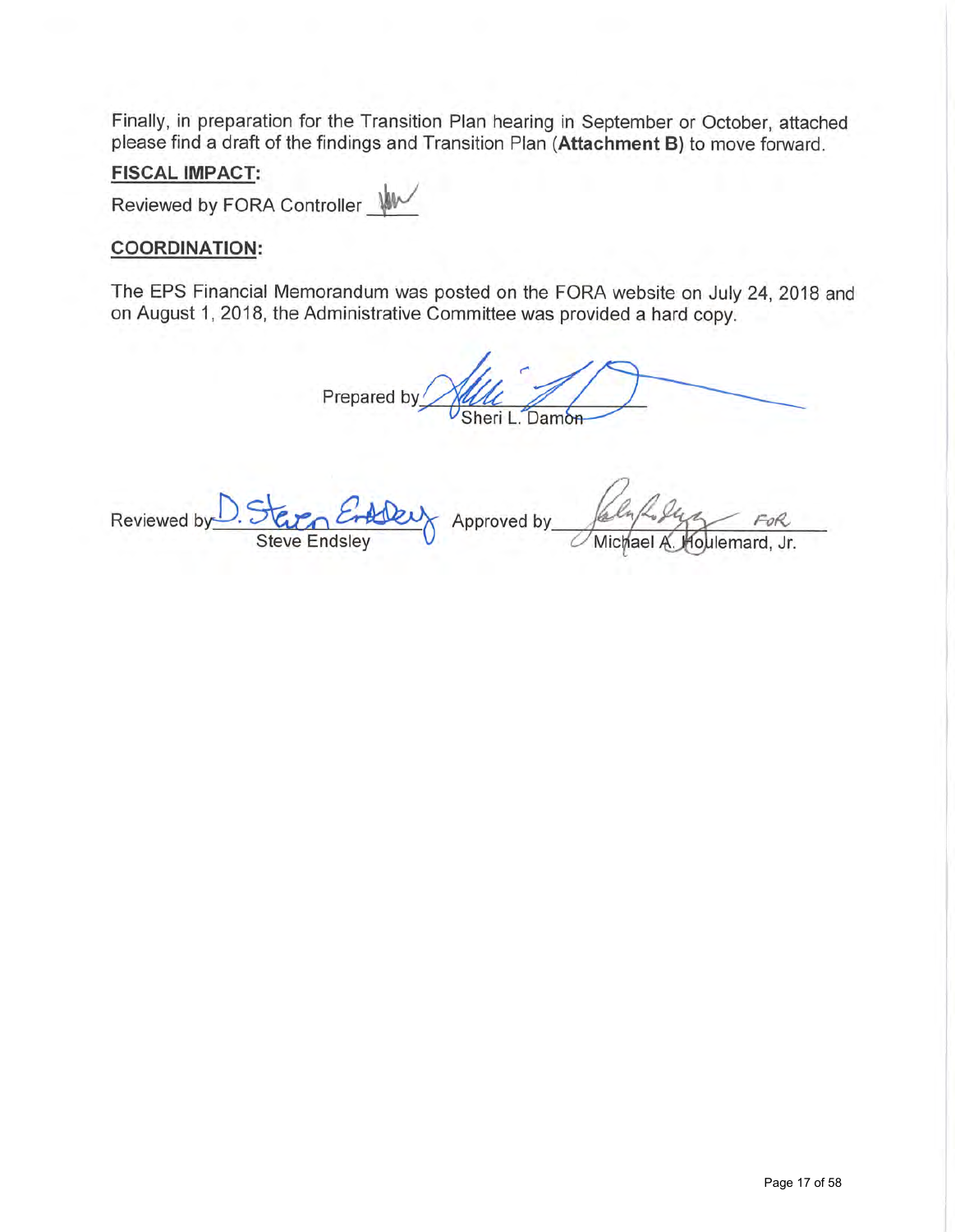Finally, in preparation for the Transition Plan hearing in September or October, attached please find a draft of the findings and Transition Plan (**Attachment B)** to move forward.

**FISCAL IMPACT:**

Reviewed by FORA Controller ______

**COORDINATION:**

The EPS Financial Memorandum was posted on the FORA website on July 24, 2018 and on August 1, 2018, the Administrative Committee was provided a hard copy.

Prepared by ______________________
Sheri L. Damon

Reviewed by ______________________
Steve Endsley

Approved by ______________________ FOR
Michael A. Houlemard, Jr.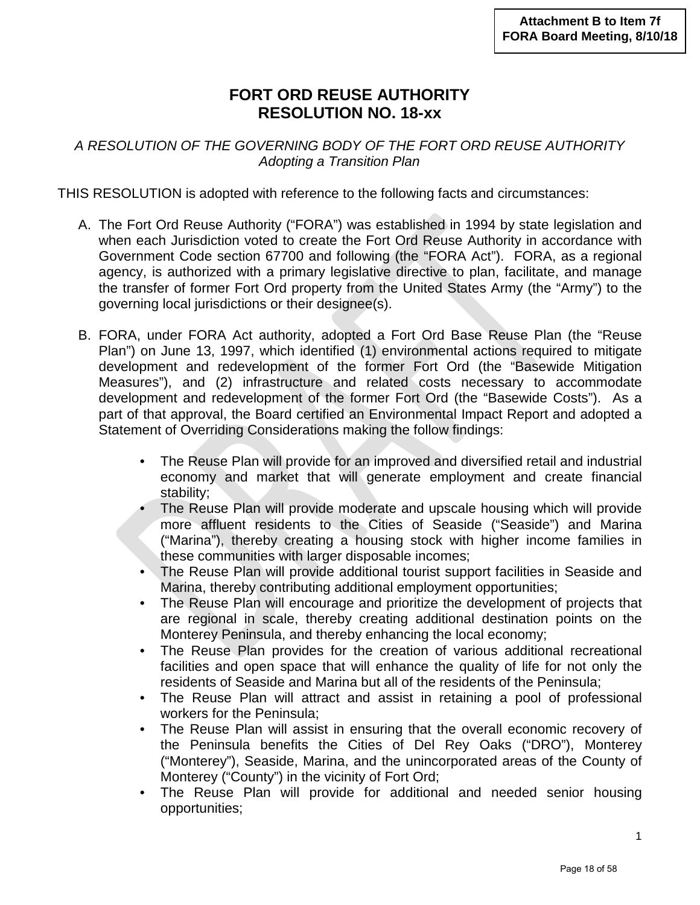**Attachment B to Item 7f**
**FORA Board Meeting, 8/10/18**

# FORT ORD REUSE AUTHORITY
# RESOLUTION NO. 18-xx

*A RESOLUTION OF THE GOVERNING BODY OF THE FORT ORD REUSE AUTHORITY*
*Adopting a Transition Plan*

THIS RESOLUTION is adopted with reference to the following facts and circumstances:

A. The Fort Ord Reuse Authority ("FORA") was established in 1994 by state legislation and when each Jurisdiction voted to create the Fort Ord Reuse Authority in accordance with Government Code section 67700 and following (the "FORA Act"). FORA, as a regional agency, is authorized with a primary legislative directive to plan, facilitate, and manage the transfer of former Fort Ord property from the United States Army (the "Army") to the governing local jurisdictions or their designee(s).

B. FORA, under FORA Act authority, adopted a Fort Ord Base Reuse Plan (the "Reuse Plan") on June 13, 1997, which identified (1) environmental actions required to mitigate development and redevelopment of the former Fort Ord (the "Basewide Mitigation Measures"), and (2) infrastructure and related costs necessary to accommodate development and redevelopment of the former Fort Ord (the "Basewide Costs"). As a part of that approval, the Board certified an Environmental Impact Report and adopted a Statement of Overriding Considerations making the follow findings:

- The Reuse Plan will provide for an improved and diversified retail and industrial economy and market that will generate employment and create financial stability;
- The Reuse Plan will provide moderate and upscale housing which will provide more affluent residents to the Cities of Seaside ("Seaside") and Marina ("Marina"), thereby creating a housing stock with higher income families in these communities with larger disposable incomes;
- The Reuse Plan will provide additional tourist support facilities in Seaside and Marina, thereby contributing additional employment opportunities;
- The Reuse Plan will encourage and prioritize the development of projects that are regional in scale, thereby creating additional destination points on the Monterey Peninsula, and thereby enhancing the local economy;
- The Reuse Plan provides for the creation of various additional recreational facilities and open space that will enhance the quality of life for not only the residents of Seaside and Marina but all of the residents of the Peninsula;
- The Reuse Plan will attract and assist in retaining a pool of professional workers for the Peninsula;
- The Reuse Plan will assist in ensuring that the overall economic recovery of the Peninsula benefits the Cities of Del Rey Oaks ("DRO"), Monterey ("Monterey"), Seaside, Marina, and the unincorporated areas of the County of Monterey ("County") in the vicinity of Fort Ord;
- The Reuse Plan will provide for additional and needed senior housing opportunities;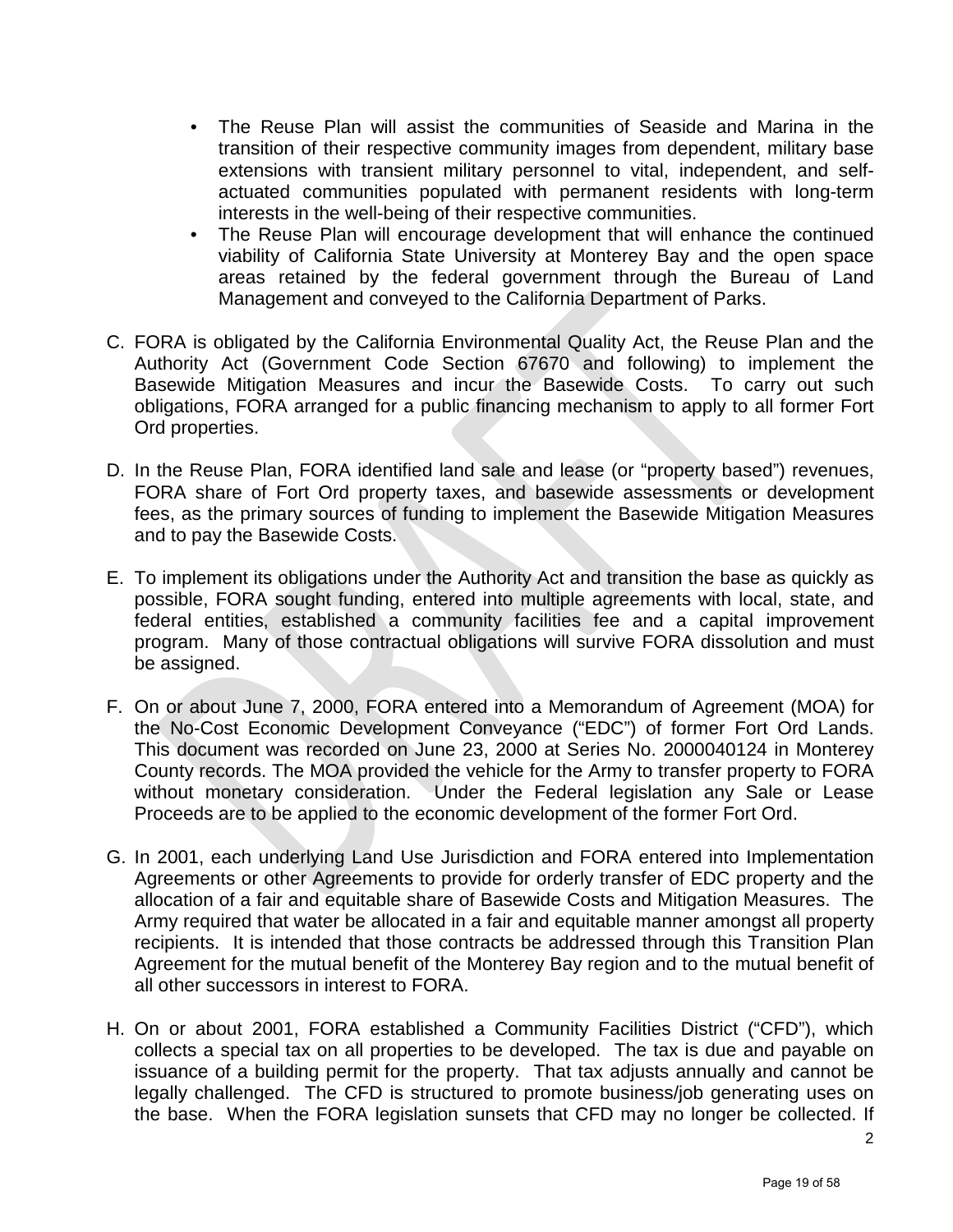- The Reuse Plan will assist the communities of Seaside and Marina in the transition of their respective community images from dependent, military base extensions with transient military personnel to vital, independent, and self-actuated communities populated with permanent residents with long-term interests in the well-being of their respective communities.
- The Reuse Plan will encourage development that will enhance the continued viability of California State University at Monterey Bay and the open space areas retained by the federal government through the Bureau of Land Management and conveyed to the California Department of Parks.

C. FORA is obligated by the California Environmental Quality Act, the Reuse Plan and the Authority Act (Government Code Section 67670 and following) to implement the Basewide Mitigation Measures and incur the Basewide Costs. To carry out such obligations, FORA arranged for a public financing mechanism to apply to all former Fort Ord properties.

D. In the Reuse Plan, FORA identified land sale and lease (or "property based") revenues, FORA share of Fort Ord property taxes, and basewide assessments or development fees, as the primary sources of funding to implement the Basewide Mitigation Measures and to pay the Basewide Costs.

E. To implement its obligations under the Authority Act and transition the base as quickly as possible, FORA sought funding, entered into multiple agreements with local, state, and federal entities, established a community facilities fee and a capital improvement program. Many of those contractual obligations will survive FORA dissolution and must be assigned.

F. On or about June 7, 2000, FORA entered into a Memorandum of Agreement (MOA) for the No-Cost Economic Development Conveyance ("EDC") of former Fort Ord Lands. This document was recorded on June 23, 2000 at Series No. 2000040124 in Monterey County records. The MOA provided the vehicle for the Army to transfer property to FORA without monetary consideration. Under the Federal legislation any Sale or Lease Proceeds are to be applied to the economic development of the former Fort Ord.

G. In 2001, each underlying Land Use Jurisdiction and FORA entered into Implementation Agreements or other Agreements to provide for orderly transfer of EDC property and the allocation of a fair and equitable share of Basewide Costs and Mitigation Measures. The Army required that water be allocated in a fair and equitable manner amongst all property recipients. It is intended that those contracts be addressed through this Transition Plan Agreement for the mutual benefit of the Monterey Bay region and to the mutual benefit of all other successors in interest to FORA.

H. On or about 2001, FORA established a Community Facilities District ("CFD"), which collects a special tax on all properties to be developed. The tax is due and payable on issuance of a building permit for the property. That tax adjusts annually and cannot be legally challenged. The CFD is structured to promote business/job generating uses on the base. When the FORA legislation sunsets that CFD may no longer be collected. If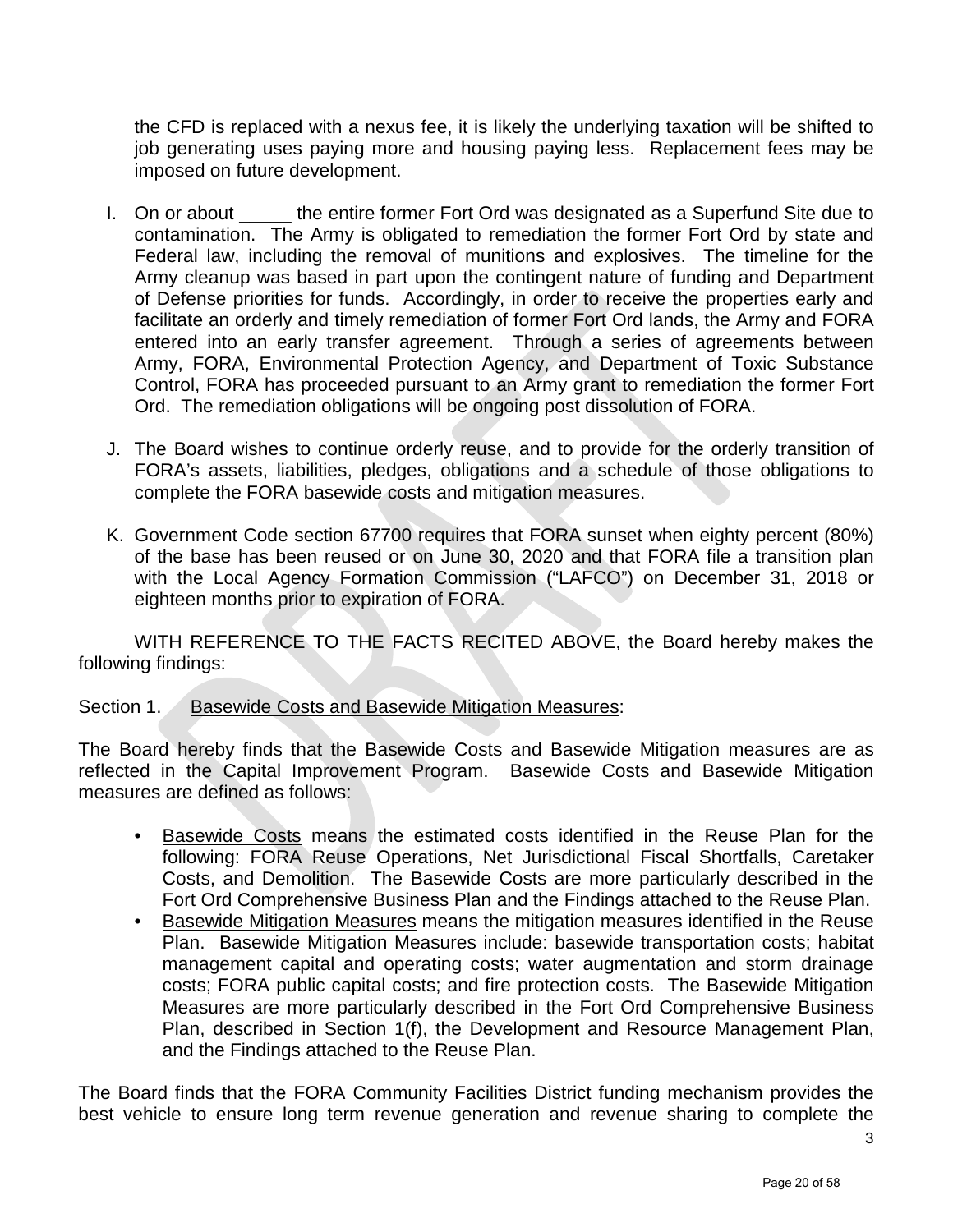the CFD is replaced with a nexus fee, it is likely the underlying taxation will be shifted to job generating uses paying more and housing paying less. Replacement fees may be imposed on future development.

I. On or about _____ the entire former Fort Ord was designated as a Superfund Site due to contamination. The Army is obligated to remediation the former Fort Ord by state and Federal law, including the removal of munitions and explosives. The timeline for the Army cleanup was based in part upon the contingent nature of funding and Department of Defense priorities for funds. Accordingly, in order to receive the properties early and facilitate an orderly and timely remediation of former Fort Ord lands, the Army and FORA entered into an early transfer agreement. Through a series of agreements between Army, FORA, Environmental Protection Agency, and Department of Toxic Substance Control, FORA has proceeded pursuant to an Army grant to remediation the former Fort Ord. The remediation obligations will be ongoing post dissolution of FORA.

J. The Board wishes to continue orderly reuse, and to provide for the orderly transition of FORA's assets, liabilities, pledges, obligations and a schedule of those obligations to complete the FORA basewide costs and mitigation measures.

K. Government Code section 67700 requires that FORA sunset when eighty percent (80%) of the base has been reused or on June 30, 2020 and that FORA file a transition plan with the Local Agency Formation Commission ("LAFCO") on December 31, 2018 or eighteen months prior to expiration of FORA.

WITH REFERENCE TO THE FACTS RECITED ABOVE, the Board hereby makes the following findings:

Section 1. Basewide Costs and Basewide Mitigation Measures:

The Board hereby finds that the Basewide Costs and Basewide Mitigation measures are as reflected in the Capital Improvement Program. Basewide Costs and Basewide Mitigation measures are defined as follows:

- Basewide Costs means the estimated costs identified in the Reuse Plan for the following: FORA Reuse Operations, Net Jurisdictional Fiscal Shortfalls, Caretaker Costs, and Demolition. The Basewide Costs are more particularly described in the Fort Ord Comprehensive Business Plan and the Findings attached to the Reuse Plan.
- Basewide Mitigation Measures means the mitigation measures identified in the Reuse Plan. Basewide Mitigation Measures include: basewide transportation costs; habitat management capital and operating costs; water augmentation and storm drainage costs; FORA public capital costs; and fire protection costs. The Basewide Mitigation Measures are more particularly described in the Fort Ord Comprehensive Business Plan, described in Section 1(f), the Development and Resource Management Plan, and the Findings attached to the Reuse Plan.

The Board finds that the FORA Community Facilities District funding mechanism provides the best vehicle to ensure long term revenue generation and revenue sharing to complete the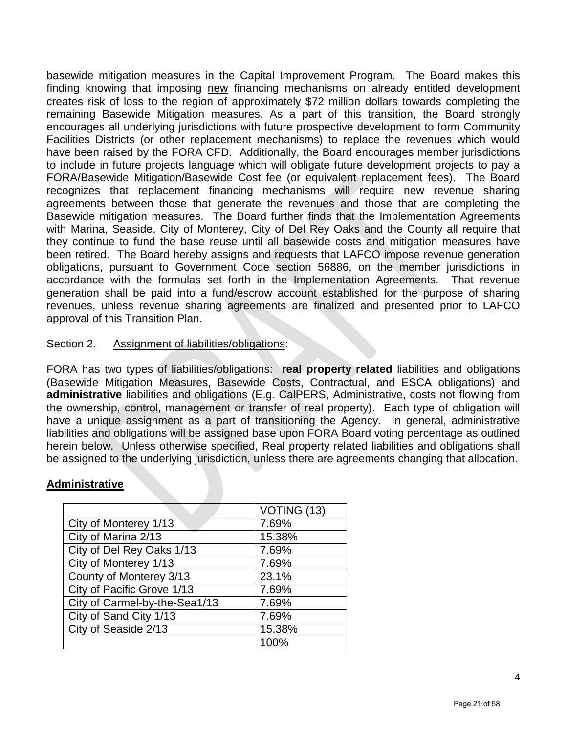basewide mitigation measures in the Capital Improvement Program. The Board makes this finding knowing that imposing new financing mechanisms on already entitled development creates risk of loss to the region of approximately $72 million dollars towards completing the remaining Basewide Mitigation measures. As a part of this transition, the Board strongly encourages all underlying jurisdictions with future prospective development to form Community Facilities Districts (or other replacement mechanisms) to replace the revenues which would have been raised by the FORA CFD. Additionally, the Board encourages member jurisdictions to include in future projects language which will obligate future development projects to pay a FORA/Basewide Mitigation/Basewide Cost fee (or equivalent replacement fees). The Board recognizes that replacement financing mechanisms will require new revenue sharing agreements between those that generate the revenues and those that are completing the Basewide mitigation measures. The Board further finds that the Implementation Agreements with Marina, Seaside, City of Monterey, City of Del Rey Oaks and the County all require that they continue to fund the base reuse until all basewide costs and mitigation measures have been retired. The Board hereby assigns and requests that LAFCO impose revenue generation obligations, pursuant to Government Code section 56886, on the member jurisdictions in accordance with the formulas set forth in the Implementation Agreements. That revenue generation shall be paid into a fund/escrow account established for the purpose of sharing revenues, unless revenue sharing agreements are finalized and presented prior to LAFCO approval of this Transition Plan.

Section 2. Assignment of liabilities/obligations:

FORA has two types of liabilities/obligations: **real property related** liabilities and obligations (Basewide Mitigation Measures, Basewide Costs, Contractual, and ESCA obligations) and **administrative** liabilities and obligations (E.g. CalPERS, Administrative, costs not flowing from the ownership, control, management or transfer of real property). Each type of obligation will have a unique assignment as a part of transitioning the Agency. In general, administrative liabilities and obligations will be assigned base upon FORA Board voting percentage as outlined herein below. Unless otherwise specified, Real property related liabilities and obligations shall be assigned to the underlying jurisdiction, unless there are agreements changing that allocation.

**Administrative**

| | VOTING (13) |
|---|---|
| City of Monterey 1/13 | 7.69% |
| City of Marina 2/13 | 15.38% |
| City of Del Rey Oaks 1/13 | 7.69% |
| City of Monterey 1/13 | 7.69% |
| County of Monterey 3/13 | 23.1% |
| City of Pacific Grove 1/13 | 7.69% |
| City of Carmel-by-the-Sea1/13 | 7.69% |
| City of Sand City 1/13 | 7.69% |
| City of Seaside 2/13 | 15.38% |
| | 100% |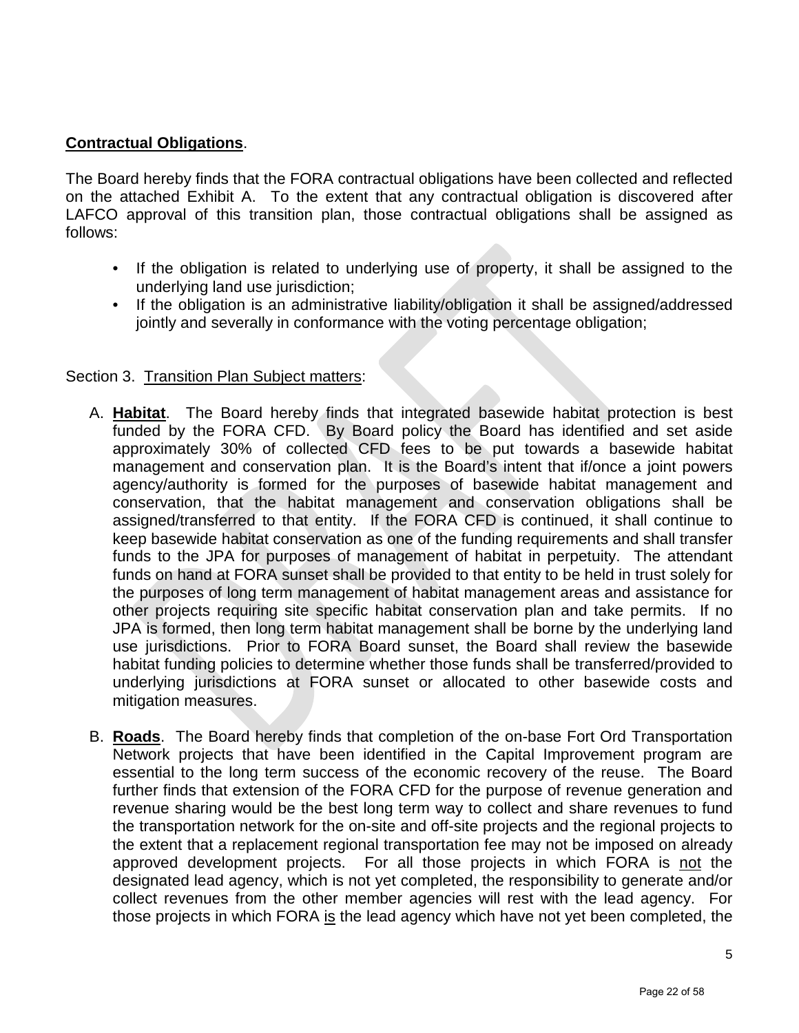**Contractual Obligations**.

The Board hereby finds that the FORA contractual obligations have been collected and reflected on the attached Exhibit A. To the extent that any contractual obligation is discovered after LAFCO approval of this transition plan, those contractual obligations shall be assigned as follows:

- If the obligation is related to underlying use of property, it shall be assigned to the underlying land use jurisdiction;
- If the obligation is an administrative liability/obligation it shall be assigned/addressed jointly and severally in conformance with the voting percentage obligation;

Section 3. Transition Plan Subject matters:

A. **Habitat**. The Board hereby finds that integrated basewide habitat protection is best funded by the FORA CFD. By Board policy the Board has identified and set aside approximately 30% of collected CFD fees to be put towards a basewide habitat management and conservation plan. It is the Board's intent that if/once a joint powers agency/authority is formed for the purposes of basewide habitat management and conservation, that the habitat management and conservation obligations shall be assigned/transferred to that entity. If the FORA CFD is continued, it shall continue to keep basewide habitat conservation as one of the funding requirements and shall transfer funds to the JPA for purposes of management of habitat in perpetuity. The attendant funds on hand at FORA sunset shall be provided to that entity to be held in trust solely for the purposes of long term management of habitat management areas and assistance for other projects requiring site specific habitat conservation plan and take permits. If no JPA is formed, then long term habitat management shall be borne by the underlying land use jurisdictions. Prior to FORA Board sunset, the Board shall review the basewide habitat funding policies to determine whether those funds shall be transferred/provided to underlying jurisdictions at FORA sunset or allocated to other basewide costs and mitigation measures.

B. **Roads**. The Board hereby finds that completion of the on-base Fort Ord Transportation Network projects that have been identified in the Capital Improvement program are essential to the long term success of the economic recovery of the reuse. The Board further finds that extension of the FORA CFD for the purpose of revenue generation and revenue sharing would be the best long term way to collect and share revenues to fund the transportation network for the on-site and off-site projects and the regional projects to the extent that a replacement regional transportation fee may not be imposed on already approved development projects. For all those projects in which FORA is not the designated lead agency, which is not yet completed, the responsibility to generate and/or collect revenues from the other member agencies will rest with the lead agency. For those projects in which FORA is the lead agency which have not yet been completed, the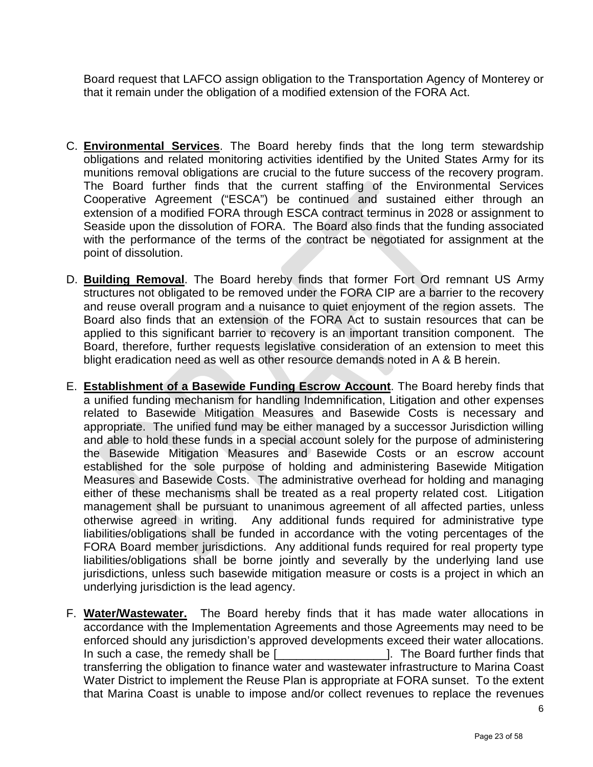Board request that LAFCO assign obligation to the Transportation Agency of Monterey or that it remain under the obligation of a modified extension of the FORA Act.

C. **Environmental Services**. The Board hereby finds that the long term stewardship obligations and related monitoring activities identified by the United States Army for its munitions removal obligations are crucial to the future success of the recovery program. The Board further finds that the current staffing of the Environmental Services Cooperative Agreement ("ESCA") be continued and sustained either through an extension of a modified FORA through ESCA contract terminus in 2028 or assignment to Seaside upon the dissolution of FORA. The Board also finds that the funding associated with the performance of the terms of the contract be negotiated for assignment at the point of dissolution.

D. **Building Removal**. The Board hereby finds that former Fort Ord remnant US Army structures not obligated to be removed under the FORA CIP are a barrier to the recovery and reuse overall program and a nuisance to quiet enjoyment of the region assets. The Board also finds that an extension of the FORA Act to sustain resources that can be applied to this significant barrier to recovery is an important transition component. The Board, therefore, further requests legislative consideration of an extension to meet this blight eradication need as well as other resource demands noted in A & B herein.

E. **Establishment of a Basewide Funding Escrow Account**. The Board hereby finds that a unified funding mechanism for handling Indemnification, Litigation and other expenses related to Basewide Mitigation Measures and Basewide Costs is necessary and appropriate. The unified fund may be either managed by a successor Jurisdiction willing and able to hold these funds in a special account solely for the purpose of administering the Basewide Mitigation Measures and Basewide Costs or an escrow account established for the sole purpose of holding and administering Basewide Mitigation Measures and Basewide Costs. The administrative overhead for holding and managing either of these mechanisms shall be treated as a real property related cost. Litigation management shall be pursuant to unanimous agreement of all affected parties, unless otherwise agreed in writing. Any additional funds required for administrative type liabilities/obligations shall be funded in accordance with the voting percentages of the FORA Board member jurisdictions. Any additional funds required for real property type liabilities/obligations shall be borne jointly and severally by the underlying land use jurisdictions, unless such basewide mitigation measure or costs is a project in which an underlying jurisdiction is the lead agency.

F. **Water/Wastewater.** The Board hereby finds that it has made water allocations in accordance with the Implementation Agreements and those Agreements may need to be enforced should any jurisdiction's approved developments exceed their water allocations. In such a case, the remedy shall be [_________________]. The Board further finds that transferring the obligation to finance water and wastewater infrastructure to Marina Coast Water District to implement the Reuse Plan is appropriate at FORA sunset. To the extent that Marina Coast is unable to impose and/or collect revenues to replace the revenues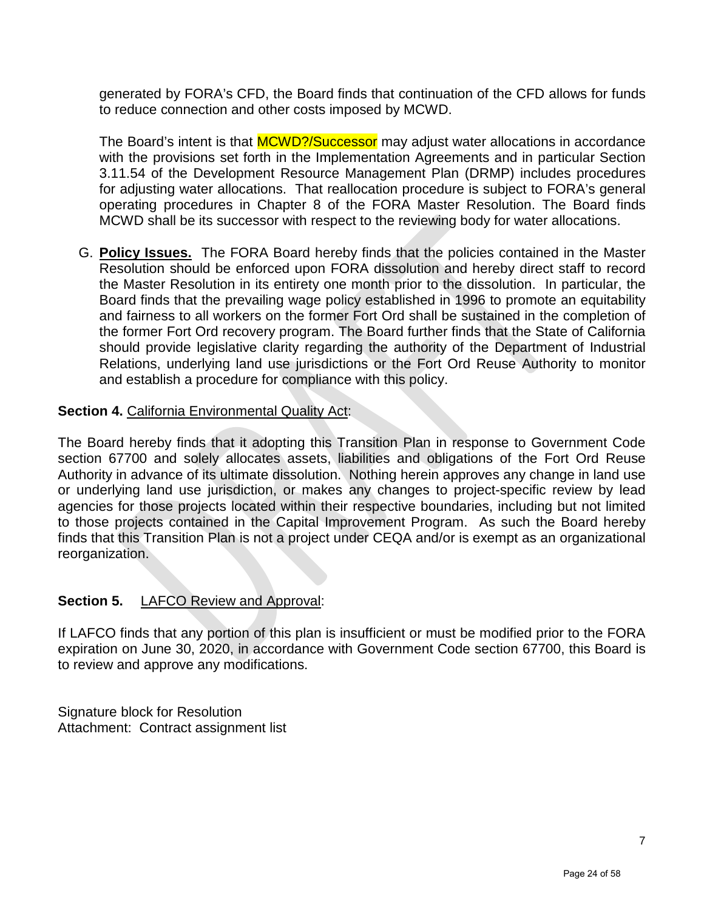generated by FORA's CFD, the Board finds that continuation of the CFD allows for funds to reduce connection and other costs imposed by MCWD.

The Board's intent is that MCWD?/Successor may adjust water allocations in accordance with the provisions set forth in the Implementation Agreements and in particular Section 3.11.54 of the Development Resource Management Plan (DRMP) includes procedures for adjusting water allocations. That reallocation procedure is subject to FORA's general operating procedures in Chapter 8 of the FORA Master Resolution. The Board finds MCWD shall be its successor with respect to the reviewing body for water allocations.

G. **Policy Issues.** The FORA Board hereby finds that the policies contained in the Master Resolution should be enforced upon FORA dissolution and hereby direct staff to record the Master Resolution in its entirety one month prior to the dissolution. In particular, the Board finds that the prevailing wage policy established in 1996 to promote an equitability and fairness to all workers on the former Fort Ord shall be sustained in the completion of the former Fort Ord recovery program. The Board further finds that the State of California should provide legislative clarity regarding the authority of the Department of Industrial Relations, underlying land use jurisdictions or the Fort Ord Reuse Authority to monitor and establish a procedure for compliance with this policy.

**Section 4.** California Environmental Quality Act:

The Board hereby finds that it adopting this Transition Plan in response to Government Code section 67700 and solely allocates assets, liabilities and obligations of the Fort Ord Reuse Authority in advance of its ultimate dissolution. Nothing herein approves any change in land use or underlying land use jurisdiction, or makes any changes to project-specific review by lead agencies for those projects located within their respective boundaries, including but not limited to those projects contained in the Capital Improvement Program. As such the Board hereby finds that this Transition Plan is not a project under CEQA and/or is exempt as an organizational reorganization.

**Section 5.** LAFCO Review and Approval:

If LAFCO finds that any portion of this plan is insufficient or must be modified prior to the FORA expiration on June 30, 2020, in accordance with Government Code section 67700, this Board is to review and approve any modifications.

Signature block for Resolution
Attachment: Contract assignment list